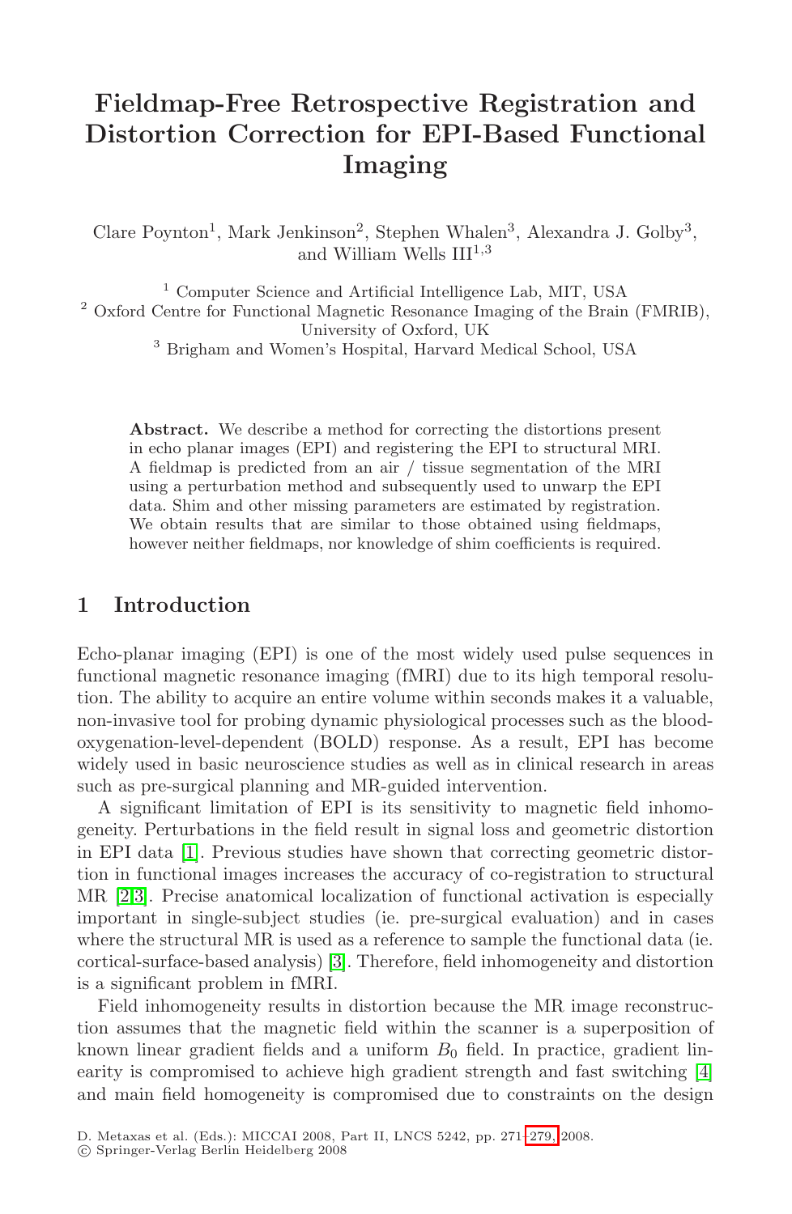# Fieldmap-Free Retrospective Registration and Distortion Correction for EPI-Based Functional Imaging

Clare Poynton[1], Mark Jenkinson[2], Stephen Whalen[3], Alexandra J. Golby[3], and William Wells III[1,3]

[1] Computer Science and Artificial Intelligence Lab, MIT, USA
[2] Oxford Centre for Functional Magnetic Resonance Imaging of the Brain (FMRIB), University of Oxford, UK
[3] Brigham and Women's Hospital, Harvard Medical School, USA

**Abstract.** We describe a method for correcting the distortions present in echo planar images (EPI) and registering the EPI to structural MRI. A fieldmap is predicted from an air / tissue segmentation of the MRI using a perturbation method and subsequently used to unwarp the EPI data. Shim and other missing parameters are estimated by registration. We obtain results that are similar to those obtained using fieldmaps, however neither fieldmaps, nor knowledge of shim coefficients is required.

## 1 Introduction

Echo-planar imaging (EPI) is one of the most widely used pulse sequences in functional magnetic resonance imaging (fMRI) due to its high temporal resolution. The ability to acquire an entire volume within seconds makes it a valuable, non-invasive tool for probing dynamic physiological processes such as the blood-oxygenation-level-dependent (BOLD) response. As a result, EPI has become widely used in basic neuroscience studies as well as in clinical research in areas such as pre-surgical planning and MR-guided intervention.

A significant limitation of EPI is its sensitivity to magnetic field inhomogeneity. Perturbations in the field result in signal loss and geometric distortion in EPI data [1]. Previous studies have shown that correcting geometric distortion in functional images increases the accuracy of co-registration to structural MR [2,3]. Precise anatomical localization of functional activation is especially important in single-subject studies (ie. pre-surgical evaluation) and in cases where the structural MR is used as a reference to sample the functional data (ie. cortical-surface-based analysis) [3]. Therefore, field inhomogeneity and distortion is a significant problem in fMRI.

Field inhomogeneity results in distortion because the MR image reconstruction assumes that the magnetic field within the scanner is a superposition of known linear gradient fields and a uniform $B_0$ field. In practice, gradient linearity is compromised to achieve high gradient strength and fast switching [4] and main field homogeneity is compromised due to constraints on the design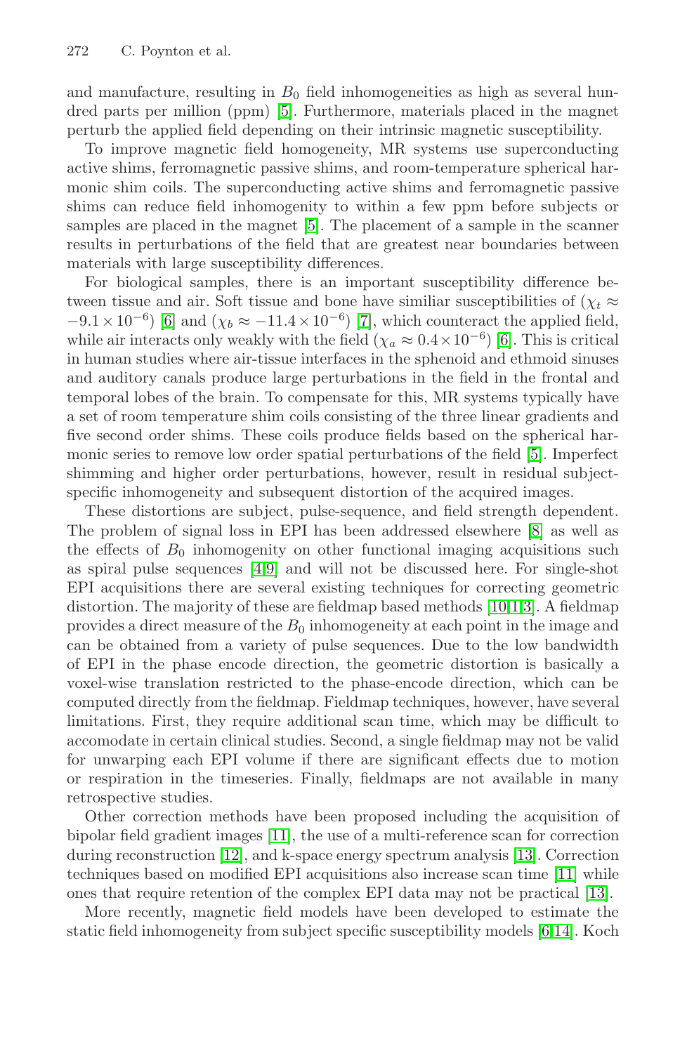and manufacture, resulting in $B_0$ field inhomogeneities as high as several hundred parts per million (ppm) [5]. Furthermore, materials placed in the magnet perturb the applied field depending on their intrinsic magnetic susceptibility.

To improve magnetic field homogeneity, MR systems use superconducting active shims, ferromagnetic passive shims, and room-temperature spherical harmonic shim coils. The superconducting active shims and ferromagnetic passive shims can reduce field inhomogenity to within a few ppm before subjects or samples are placed in the magnet [5]. The placement of a sample in the scanner results in perturbations of the field that are greatest near boundaries between materials with large susceptibility differences.

For biological samples, there is an important susceptibility difference between tissue and air. Soft tissue and bone have similiar susceptibilities of ($\chi_t \approx -9.1 \times 10^{-6}$) [6] and ($\chi_b \approx -11.4 \times 10^{-6}$) [7], which counteract the applied field, while air interacts only weakly with the field ($\chi_a \approx 0.4 \times 10^{-6}$) [6]. This is critical in human studies where air-tissue interfaces in the sphenoid and ethmoid sinuses and auditory canals produce large perturbations in the field in the frontal and temporal lobes of the brain. To compensate for this, MR systems typically have a set of room temperature shim coils consisting of the three linear gradients and five second order shims. These coils produce fields based on the spherical harmonic series to remove low order spatial perturbations of the field [5]. Imperfect shimming and higher order perturbations, however, result in residual subject-specific inhomogeneity and subsequent distortion of the acquired images.

These distortions are subject, pulse-sequence, and field strength dependent. The problem of signal loss in EPI has been addressed elsewhere [8] as well as the effects of $B_0$ inhomogenity on other functional imaging acquisitions such as spiral pulse sequences [4,9] and will not be discussed here. For single-shot EPI acquisitions there are several existing techniques for correcting geometric distortion. The majority of these are fieldmap based methods [10,1,3]. A fieldmap provides a direct measure of the $B_0$ inhomogeneity at each point in the image and can be obtained from a variety of pulse sequences. Due to the low bandwidth of EPI in the phase encode direction, the geometric distortion is basically a voxel-wise translation restricted to the phase-encode direction, which can be computed directly from the fieldmap. Fieldmap techniques, however, have several limitations. First, they require additional scan time, which may be difficult to accomodate in certain clinical studies. Second, a single fieldmap may not be valid for unwarping each EPI volume if there are significant effects due to motion or respiration in the timeseries. Finally, fieldmaps are not available in many retrospective studies.

Other correction methods have been proposed including the acquisition of bipolar field gradient images [11], the use of a multi-reference scan for correction during reconstruction [12], and k-space energy spectrum analysis [13]. Correction techniques based on modified EPI acquisitions also increase scan time [11] while ones that require retention of the complex EPI data may not be practical [13].

More recently, magnetic field models have been developed to estimate the static field inhomogeneity from subject specific susceptibility models [6,14]. Koch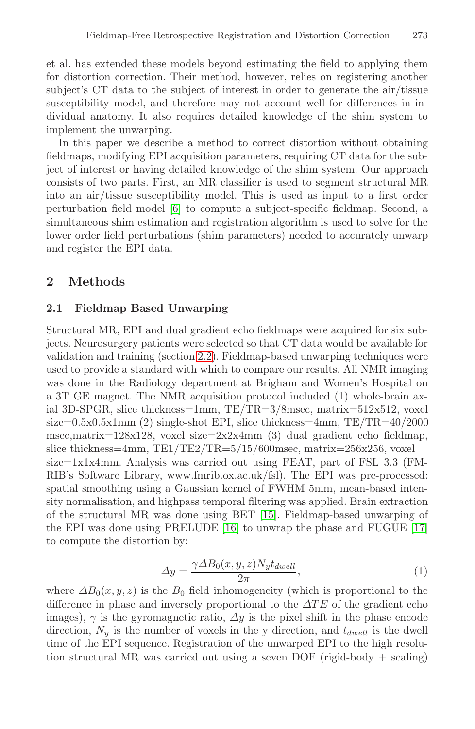et al. has extended these models beyond estimating the field to applying them for distortion correction. Their method, however, relies on registering another subject's CT data to the subject of interest in order to generate the air/tissue susceptibility model, and therefore may not account well for differences in individual anatomy. It also requires detailed knowledge of the shim system to implement the unwarping.

In this paper we describe a method to correct distortion without obtaining fieldmaps, modifying EPI acquisition parameters, requiring CT data for the subject of interest or having detailed knowledge of the shim system. Our approach consists of two parts. First, an MR classifier is used to segment structural MR into an air/tissue susceptibility model. This is used as input to a first order perturbation field model [6] to compute a subject-specific fieldmap. Second, a simultaneous shim estimation and registration algorithm is used to solve for the lower order field perturbations (shim parameters) needed to accurately unwarp and register the EPI data.

## 2 Methods

### 2.1 Fieldmap Based Unwarping

Structural MR, EPI and dual gradient echo fieldmaps were acquired for six subjects. Neurosurgery patients were selected so that CT data would be available for validation and training (section 2.2). Fieldmap-based unwarping techniques were used to provide a standard with which to compare our results. All NMR imaging was done in the Radiology department at Brigham and Women's Hospital on a 3T GE magnet. The NMR acquisition protocol included (1) whole-brain axial 3D-SPGR, slice thickness=1mm, TE/TR=3/8msec, matrix=512x512, voxel size=0.5x0.5x1mm (2) single-shot EPI, slice thickness=4mm, TE/TR=40/2000 msec,matrix=128x128, voxel size=2x2x4mm (3) dual gradient echo fieldmap, slice thickness=4mm, TE1/TE2/TR=5/15/600msec, matrix=256x256, voxel size=1x1x4mm. Analysis was carried out using FEAT, part of FSL 3.3 (FMRIB's Software Library, www.fmrib.ox.ac.uk/fsl). The EPI was pre-processed: spatial smoothing using a Gaussian kernel of FWHM 5mm, mean-based intensity normalisation, and highpass temporal filtering was applied. Brain extraction of the structural MR was done using BET [15]. Fieldmap-based unwarping of the EPI was done using PRELUDE [16] to unwrap the phase and FUGUE [17] to compute the distortion by:

$$\Delta y = \frac{\gamma \Delta B_0(x,y,z) N_y t_{dwell}}{2\pi}, \tag{1}$$

where $\Delta B_0(x,y,z)$ is the $B_0$ field inhomogeneity (which is proportional to the difference in phase and inversely proportional to the $\Delta TE$ of the gradient echo images), $\gamma$ is the gyromagnetic ratio, $\Delta y$ is the pixel shift in the phase encode direction, $N_y$ is the number of voxels in the y direction, and $t_{dwell}$ is the dwell time of the EPI sequence. Registration of the unwarped EPI to the high resolution structural MR was carried out using a seven DOF (rigid-body + scaling)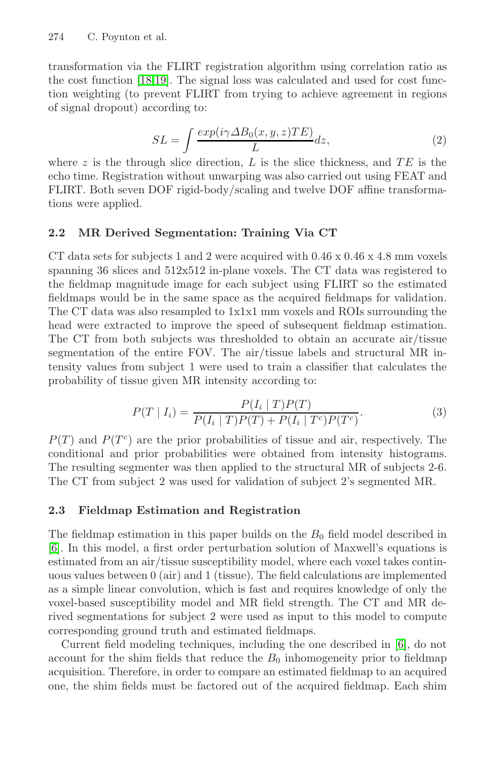transformation via the FLIRT registration algorithm using correlation ratio as the cost function [18,19]. The signal loss was calculated and used for cost function weighting (to prevent FLIRT from trying to achieve agreement in regions of signal dropout) according to:

$$SL = \int \frac{exp(i\gamma \Delta B_0(x,y,z)TE)}{L} dz, \tag{2}$$

where $z$ is the through slice direction, $L$ is the slice thickness, and $TE$ is the echo time. Registration without unwarping was also carried out using FEAT and FLIRT. Both seven DOF rigid-body/scaling and twelve DOF affine transformations were applied.

### 2.2 MR Derived Segmentation: Training Via CT

CT data sets for subjects 1 and 2 were acquired with 0.46 x 0.46 x 4.8 mm voxels spanning 36 slices and 512x512 in-plane voxels. The CT data was registered to the fieldmap magnitude image for each subject using FLIRT so the estimated fieldmaps would be in the same space as the acquired fieldmaps for validation. The CT data was also resampled to 1x1x1 mm voxels and ROIs surrounding the head were extracted to improve the speed of subsequent fieldmap estimation. The CT from both subjects was thresholded to obtain an accurate air/tissue segmentation of the entire FOV. The air/tissue labels and structural MR intensity values from subject 1 were used to train a classifier that calculates the probability of tissue given MR intensity according to:

$$P(T \mid I_i) = \frac{P(I_i \mid T)P(T)}{P(I_i \mid T)P(T) + P(I_i \mid T^c)P(T^c)}. \tag{3}$$

$P(T)$ and $P(T^c)$ are the prior probabilities of tissue and air, respectively. The conditional and prior probabilities were obtained from intensity histograms. The resulting segmenter was then applied to the structural MR of subjects 2-6. The CT from subject 2 was used for validation of subject 2's segmented MR.

### 2.3 Fieldmap Estimation and Registration

The fieldmap estimation in this paper builds on the $B_0$ field model described in [6]. In this model, a first order perturbation solution of Maxwell's equations is estimated from an air/tissue susceptibility model, where each voxel takes continuous values between 0 (air) and 1 (tissue). The field calculations are implemented as a simple linear convolution, which is fast and requires knowledge of only the voxel-based susceptibility model and MR field strength. The CT and MR derived segmentations for subject 2 were used as input to this model to compute corresponding ground truth and estimated fieldmaps.

Current field modeling techniques, including the one described in [6], do not account for the shim fields that reduce the $B_0$ inhomogeneity prior to fieldmap acquisition. Therefore, in order to compare an estimated fieldmap to an acquired one, the shim fields must be factored out of the acquired fieldmap. Each shim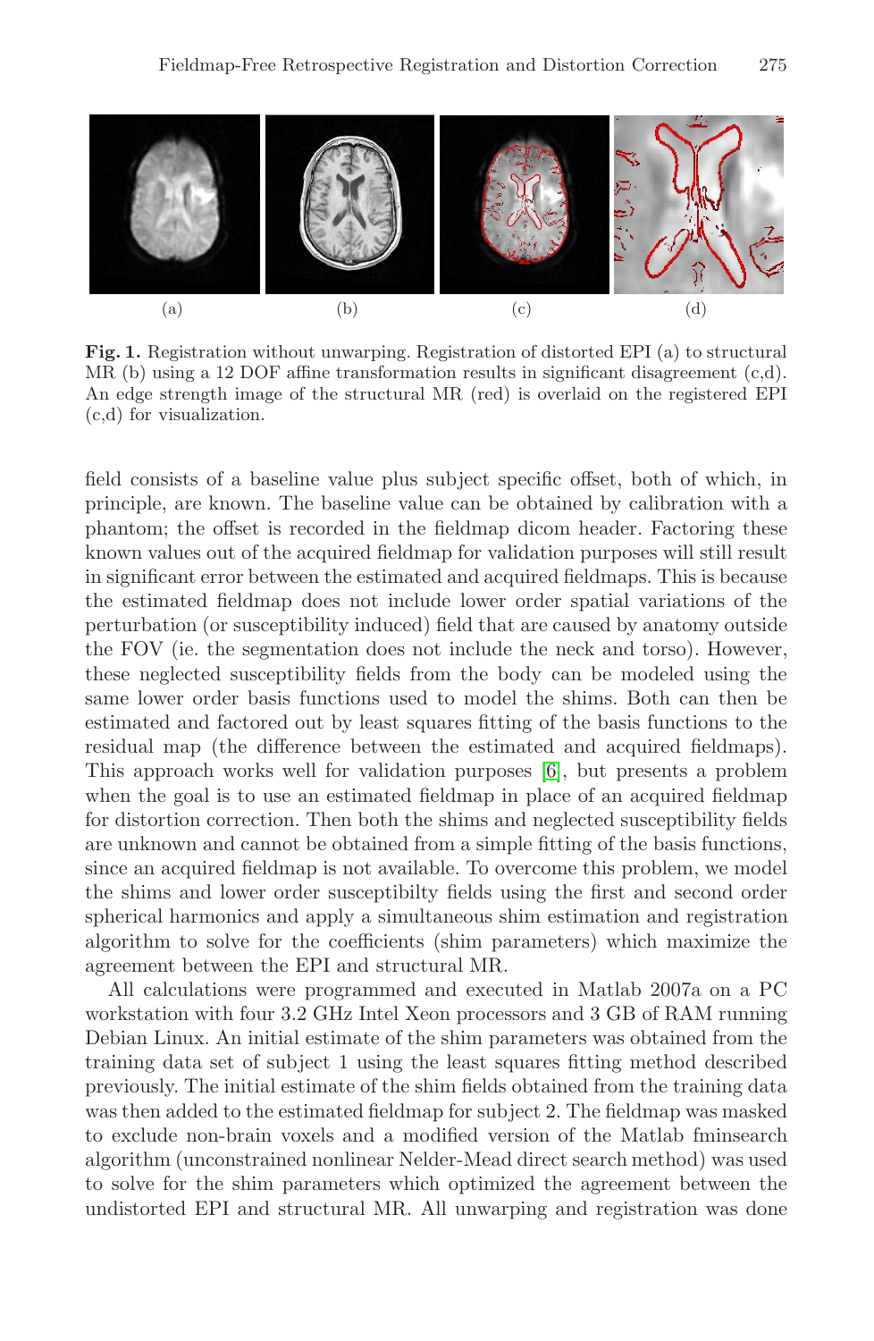(a) (b) (c) (d)

**Fig. 1.** Registration without unwarping. Registration of distorted EPI (a) to structural MR (b) using a 12 DOF affine transformation results in significant disagreement (c,d). An edge strength image of the structural MR (red) is overlaid on the registered EPI (c,d) for visualization.

field consists of a baseline value plus subject specific offset, both of which, in principle, are known. The baseline value can be obtained by calibration with a phantom; the offset is recorded in the fieldmap dicom header. Factoring these known values out of the acquired fieldmap for validation purposes will still result in significant error between the estimated and acquired fieldmaps. This is because the estimated fieldmap does not include lower order spatial variations of the perturbation (or susceptibility induced) field that are caused by anatomy outside the FOV (ie. the segmentation does not include the neck and torso). However, these neglected susceptibility fields from the body can be modeled using the same lower order basis functions used to model the shims. Both can then be estimated and factored out by least squares fitting of the basis functions to the residual map (the difference between the estimated and acquired fieldmaps). This approach works well for validation purposes [6], but presents a problem when the goal is to use an estimated fieldmap in place of an acquired fieldmap for distortion correction. Then both the shims and neglected susceptibility fields are unknown and cannot be obtained from a simple fitting of the basis functions, since an acquired fieldmap is not available. To overcome this problem, we model the shims and lower order susceptibilty fields using the first and second order spherical harmonics and apply a simultaneous shim estimation and registration algorithm to solve for the coefficients (shim parameters) which maximize the agreement between the EPI and structural MR.

All calculations were programmed and executed in Matlab 2007a on a PC workstation with four 3.2 GHz Intel Xeon processors and 3 GB of RAM running Debian Linux. An initial estimate of the shim parameters was obtained from the training data set of subject 1 using the least squares fitting method described previously. The initial estimate of the shim fields obtained from the training data was then added to the estimated fieldmap for subject 2. The fieldmap was masked to exclude non-brain voxels and a modified version of the Matlab fminsearch algorithm (unconstrained nonlinear Nelder-Mead direct search method) was used to solve for the shim parameters which optimized the agreement between the undistorted EPI and structural MR. All unwarping and registration was done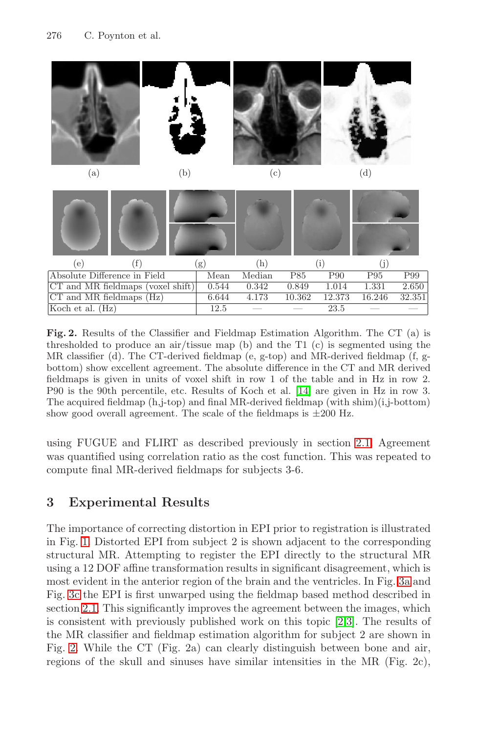(a) (b) (c) (d)

(e) (f) (g) (h) (i) (j)

| Absolute Difference in Field | Mean | Median | P85 | P90 | P95 | P99 |
|---|---|---|---|---|---|---|
| CT and MR fieldmaps (voxel shift) | 0.544 | 0.342 | 0.849 | 1.014 | 1.331 | 2.650 |
| CT and MR fieldmaps (Hz) | 6.644 | 4.173 | 10.362 | 12.373 | 16.246 | 32.351 |
| Koch et al. (Hz) | 12.5 | — | — | 23.5 | — | — |

**Fig. 2.** Results of the Classifier and Fieldmap Estimation Algorithm. The CT (a) is thresholded to produce an air/tissue map (b) and the T1 (c) is segmented using the MR classifier (d). The CT-derived fieldmap (e, g-top) and MR-derived fieldmap (f, g-bottom) show excellent agreement. The absolute difference in the CT and MR derived fieldmaps is given in units of voxel shift in row 1 of the table and in Hz in row 2. P90 is the 90th percentile, etc. Results of Koch et al. [14] are given in Hz in row 3. The acquired fieldmap (h,j-top) and final MR-derived fieldmap (with shim)(i,j-bottom) show good overall agreement. The scale of the fieldmaps is ±200 Hz.

using FUGUE and FLIRT as described previously in section 2.1. Agreement was quantified using correlation ratio as the cost function. This was repeated to compute final MR-derived fieldmaps for subjects 3-6.

## 3 Experimental Results

The importance of correcting distortion in EPI prior to registration is illustrated in Fig. 1. Distorted EPI from subject 2 is shown adjacent to the corresponding structural MR. Attempting to register the EPI directly to the structural MR using a 12 DOF affine transformation results in significant disagreement, which is most evident in the anterior region of the brain and the ventricles. In Fig. 3a and Fig. 3c the EPI is first unwarped using the fieldmap based method described in section 2.1. This significantly improves the agreement between the images, which is consistent with previously published work on this topic [2,3]. The results of the MR classifier and fieldmap estimation algorithm for subject 2 are shown in Fig. 2. While the CT (Fig. 2a) can clearly distinguish between bone and air, regions of the skull and sinuses have similar intensities in the MR (Fig. 2c),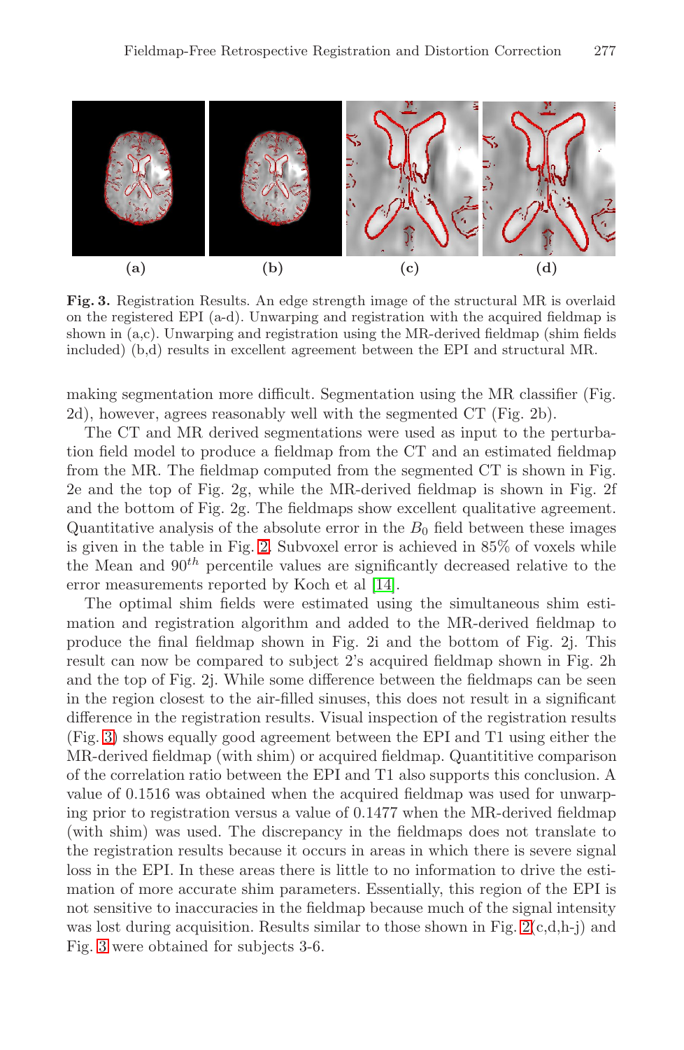(a) (b) (c) (d)

**Fig. 3.** Registration Results. An edge strength image of the structural MR is overlaid on the registered EPI (a-d). Unwarping and registration with the acquired fieldmap is shown in (a,c). Unwarping and registration using the MR-derived fieldmap (shim fields included) (b,d) results in excellent agreement between the EPI and structural MR.

making segmentation more difficult. Segmentation using the MR classifier (Fig. 2d), however, agrees reasonably well with the segmented CT (Fig. 2b).

The CT and MR derived segmentations were used as input to the perturbation field model to produce a fieldmap from the CT and an estimated fieldmap from the MR. The fieldmap computed from the segmented CT is shown in Fig. 2e and the top of Fig. 2g, while the MR-derived fieldmap is shown in Fig. 2f and the bottom of Fig. 2g. The fieldmaps show excellent qualitative agreement. Quantitative analysis of the absolute error in the $B_0$ field between these images is given in the table in Fig. 2. Subvoxel error is achieved in 85% of voxels while the Mean and $90^{th}$ percentile values are significantly decreased relative to the error measurements reported by Koch et al [14].

The optimal shim fields were estimated using the simultaneous shim estimation and registration algorithm and added to the MR-derived fieldmap to produce the final fieldmap shown in Fig. 2i and the bottom of Fig. 2j. This result can now be compared to subject 2's acquired fieldmap shown in Fig. 2h and the top of Fig. 2j. While some difference between the fieldmaps can be seen in the region closest to the air-filled sinuses, this does not result in a significant difference in the registration results. Visual inspection of the registration results (Fig. 3) shows equally good agreement between the EPI and T1 using either the MR-derived fieldmap (with shim) or acquired fieldmap. Quantititive comparison of the correlation ratio between the EPI and T1 also supports this conclusion. A value of 0.1516 was obtained when the acquired fieldmap was used for unwarping prior to registration versus a value of 0.1477 when the MR-derived fieldmap (with shim) was used. The discrepancy in the fieldmaps does not translate to the registration results because it occurs in areas in which there is severe signal loss in the EPI. In these areas there is little to no information to drive the estimation of more accurate shim parameters. Essentially, this region of the EPI is not sensitive to inaccuracies in the fieldmap because much of the signal intensity was lost during acquisition. Results similar to those shown in Fig. 2(c,d,h-j) and Fig. 3 were obtained for subjects 3-6.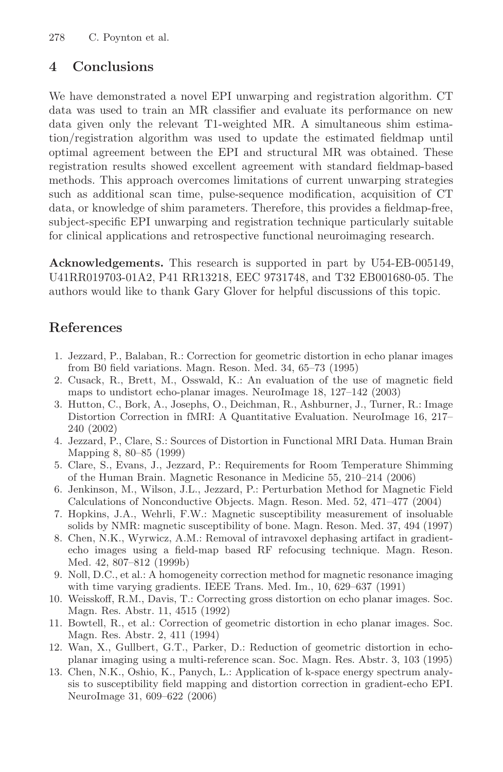## 4 Conclusions

We have demonstrated a novel EPI unwarping and registration algorithm. CT data was used to train an MR classifier and evaluate its performance on new data given only the relevant T1-weighted MR. A simultaneous shim estimation/registration algorithm was used to update the estimated fieldmap until optimal agreement between the EPI and structural MR was obtained. These registration results showed excellent agreement with standard fieldmap-based methods. This approach overcomes limitations of current unwarping strategies such as additional scan time, pulse-sequence modification, acquisition of CT data, or knowledge of shim parameters. Therefore, this provides a fieldmap-free, subject-specific EPI unwarping and registration technique particularly suitable for clinical applications and retrospective functional neuroimaging research.

**Acknowledgements.** This research is supported in part by U54-EB-005149, U41RR019703-01A2, P41 RR13218, EEC 9731748, and T32 EB001680-05. The authors would like to thank Gary Glover for helpful discussions of this topic.

## References

1. Jezzard, P., Balaban, R.: Correction for geometric distortion in echo planar images from B0 field variations. Magn. Reson. Med. 34, 65–73 (1995)
2. Cusack, R., Brett, M., Osswald, K.: An evaluation of the use of magnetic field maps to undistort echo-planar images. NeuroImage 18, 127–142 (2003)
3. Hutton, C., Bork, A., Josephs, O., Deichman, R., Ashburner, J., Turner, R.: Image Distortion Correction in fMRI: A Quantitative Evaluation. NeuroImage 16, 217–240 (2002)
4. Jezzard, P., Clare, S.: Sources of Distortion in Functional MRI Data. Human Brain Mapping 8, 80–85 (1999)
5. Clare, S., Evans, J., Jezzard, P.: Requirements for Room Temperature Shimming of the Human Brain. Magnetic Resonance in Medicine 55, 210–214 (2006)
6. Jenkinson, M., Wilson, J.L., Jezzard, P.: Perturbation Method for Magnetic Field Calculations of Nonconductive Objects. Magn. Reson. Med. 52, 471–477 (2004)
7. Hopkins, J.A., Wehrli, F.W.: Magnetic susceptibility measurement of insoluable solids by NMR: magnetic susceptibility of bone. Magn. Reson. Med. 37, 494 (1997)
8. Chen, N.K., Wyrwicz, A.M.: Removal of intravoxel dephasing artifact in gradient-echo images using a field-map based RF refocusing technique. Magn. Reson. Med. 42, 807–812 (1999b)
9. Noll, D.C., et al.: A homogeneity correction method for magnetic resonance imaging with time varying gradients. IEEE Trans. Med. Im., 10, 629–637 (1991)
10. Weisskoff, R.M., Davis, T.: Correcting gross distortion on echo planar images. Soc. Magn. Res. Abstr. 11, 4515 (1992)
11. Bowtell, R., et al.: Correction of geometric distortion in echo planar images. Soc. Magn. Res. Abstr. 2, 411 (1994)
12. Wan, X., Gullbert, G.T., Parker, D.: Reduction of geometric distortion in echo-planar imaging using a multi-reference scan. Soc. Magn. Res. Abstr. 3, 103 (1995)
13. Chen, N.K., Oshio, K., Panych, L.: Application of k-space energy spectrum analysis to susceptibility field mapping and distortion correction in gradient-echo EPI. NeuroImage 31, 609–622 (2006)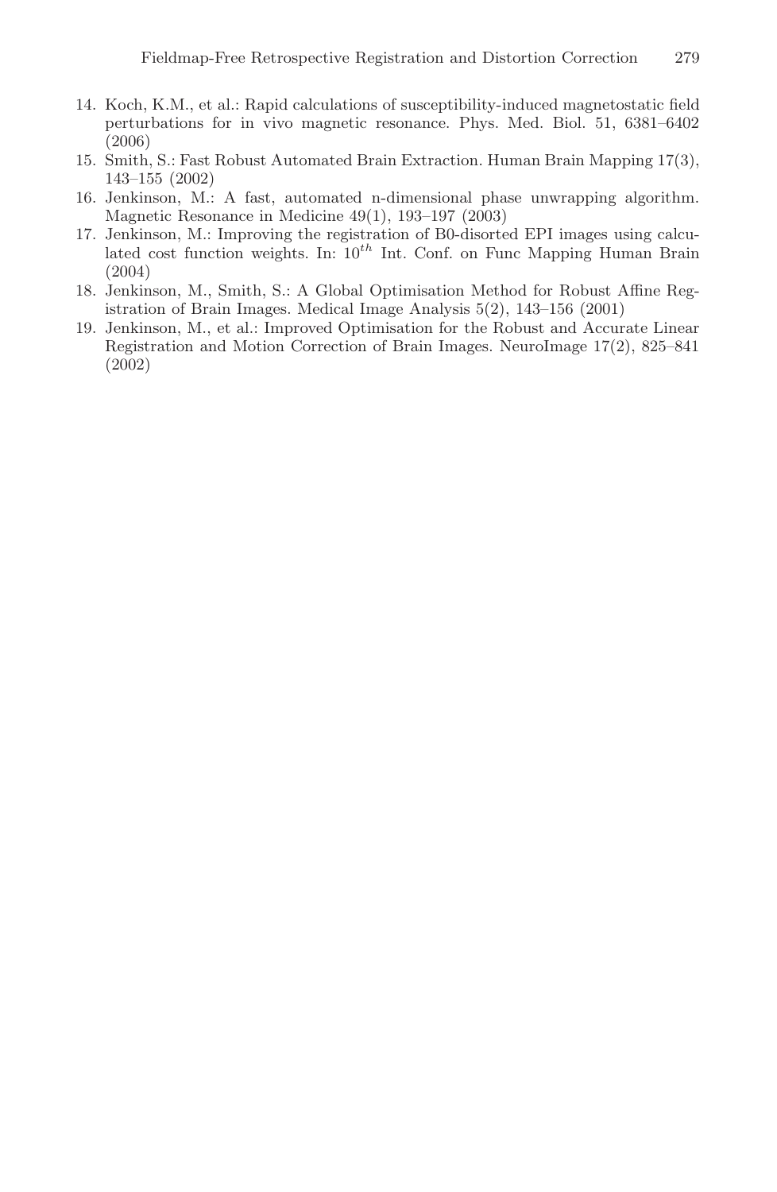14. Koch, K.M., et al.: Rapid calculations of susceptibility-induced magnetostatic field perturbations for in vivo magnetic resonance. Phys. Med. Biol. 51, 6381–6402 (2006)
15. Smith, S.: Fast Robust Automated Brain Extraction. Human Brain Mapping 17(3), 143–155 (2002)
16. Jenkinson, M.: A fast, automated n-dimensional phase unwrapping algorithm. Magnetic Resonance in Medicine 49(1), 193–197 (2003)
17. Jenkinson, M.: Improving the registration of B0-disorted EPI images using calculated cost function weights. In: $10^{th}$ Int. Conf. on Func Mapping Human Brain (2004)
18. Jenkinson, M., Smith, S.: A Global Optimisation Method for Robust Affine Registration of Brain Images. Medical Image Analysis 5(2), 143–156 (2001)
19. Jenkinson, M., et al.: Improved Optimisation for the Robust and Accurate Linear Registration and Motion Correction of Brain Images. NeuroImage 17(2), 825–841 (2002)